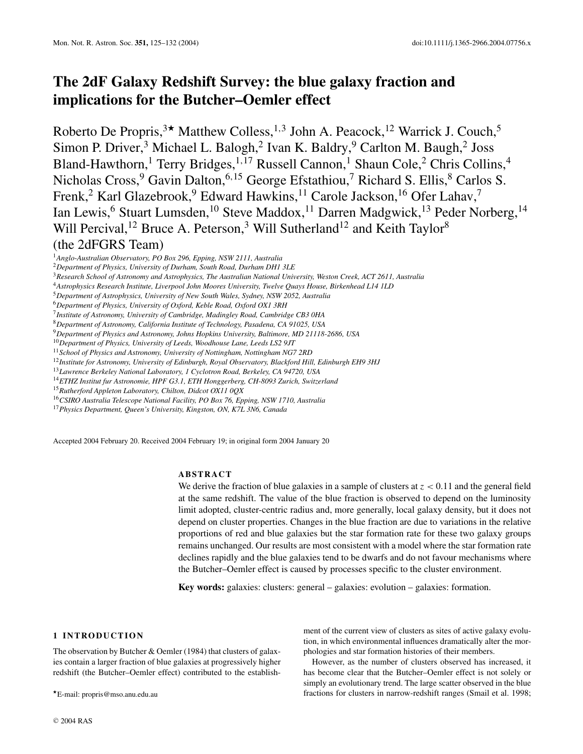# The 2dF Galaxy Redshift Survey: the blue galaxy fraction and implications for the Butcher–Oemler effect

Roberto De Propris,[3⋆] Matthew Colless,[1,3] John A. Peacock,[12] Warrick J. Couch,[5] Simon P. Driver,[3] Michael L. Balogh,[2] Ivan K. Baldry,[9] Carlton M. Baugh,[2] Joss Bland-Hawthorn,[1] Terry Bridges,[1,17] Russell Cannon,[1] Shaun Cole,[2] Chris Collins,[4] Nicholas Cross,[9] Gavin Dalton,[6,15] George Efstathiou,[7] Richard S. Ellis,[8] Carlos S. Frenk,[2] Karl Glazebrook,[9] Edward Hawkins,[11] Carole Jackson,[16] Ofer Lahav,[7] Ian Lewis,[6] Stuart Lumsden,[10] Steve Maddox,[11] Darren Madgwick,[13] Peder Norberg,[14] Will Percival,[12] Bruce A. Peterson,[3] Will Sutherland[12] and Keith Taylor[8] (the 2dFGRS Team)

[1] *Anglo-Australian Observatory, PO Box 296, Epping, NSW 2111, Australia*
[2] *Department of Physics, University of Durham, South Road, Durham DH1 3LE*
[3] *Research School of Astronomy and Astrophysics, The Australian National University, Weston Creek, ACT 2611, Australia*
[4] *Astrophysics Research Institute, Liverpool John Moores University, Twelve Quays House, Birkenhead L14 1LD*
[5] *Department of Astrophysics, University of New South Wales, Sydney, NSW 2052, Australia*
[6] *Department of Physics, University of Oxford, Keble Road, Oxford OX1 3RH*
[7] *Institute of Astronomy, University of Cambridge, Madingley Road, Cambridge CB3 0HA*
[8] *Department of Astronomy, California Institute of Technology, Pasadena, CA 91025, USA*
[9] *Department of Physics and Astronomy, Johns Hopkins University, Baltimore, MD 21118-2686, USA*
[10] *Department of Physics, University of Leeds, Woodhouse Lane, Leeds LS2 9JT*
[11] *School of Physics and Astronomy, University of Nottingham, Nottingham NG7 2RD*
[12] *Institute for Astronomy, University of Edinburgh, Royal Observatory, Blackford Hill, Edinburgh EH9 3HJ*
[13] *Lawrence Berkeley National Laboratory, 1 Cyclotron Road, Berkeley, CA 94720, USA*
[14] *ETHZ Institut fur Astronomie, HPF G3.1, ETH Honggerberg, CH-8093 Zurich, Switzerland*
[15] *Rutherford Appleton Laboratory, Chilton, Didcot OX11 0QX*
[16] *CSIRO Australia Telescope National Facility, PO Box 76, Epping, NSW 1710, Australia*
[17] *Physics Department, Queen's University, Kingston, ON, K7L 3N6, Canada*

Accepted 2004 February 20. Received 2004 February 19; in original form 2004 January 20

## ABSTRACT

We derive the fraction of blue galaxies in a sample of clusters at $z < 0.11$ and the general field at the same redshift. The value of the blue fraction is observed to depend on the luminosity limit adopted, cluster-centric radius and, more generally, local galaxy density, but it does not depend on cluster properties. Changes in the blue fraction are due to variations in the relative proportions of red and blue galaxies but the star formation rate for these two galaxy groups remains unchanged. Our results are most consistent with a model where the star formation rate declines rapidly and the blue galaxies tend to be dwarfs and do not favour mechanisms where the Butcher–Oemler effect is caused by processes specific to the cluster environment.

**Key words:** galaxies: clusters: general – galaxies: evolution – galaxies: formation.

## 1 INTRODUCTION

The observation by Butcher & Oemler (1984) that clusters of galaxies contain a larger fraction of blue galaxies at progressively higher redshift (the Butcher–Oemler effect) contributed to the establishment of the current view of clusters as sites of active galaxy evolution, in which environmental influences dramatically alter the morphologies and star formation histories of their members.

However, as the number of clusters observed has increased, it has become clear that the Butcher–Oemler effect is not solely or simply an evolutionary trend. The large scatter observed in the blue fractions for clusters in narrow-redshift ranges (Smail et al. 1998;

⋆E-mail: propris@mso.anu.edu.au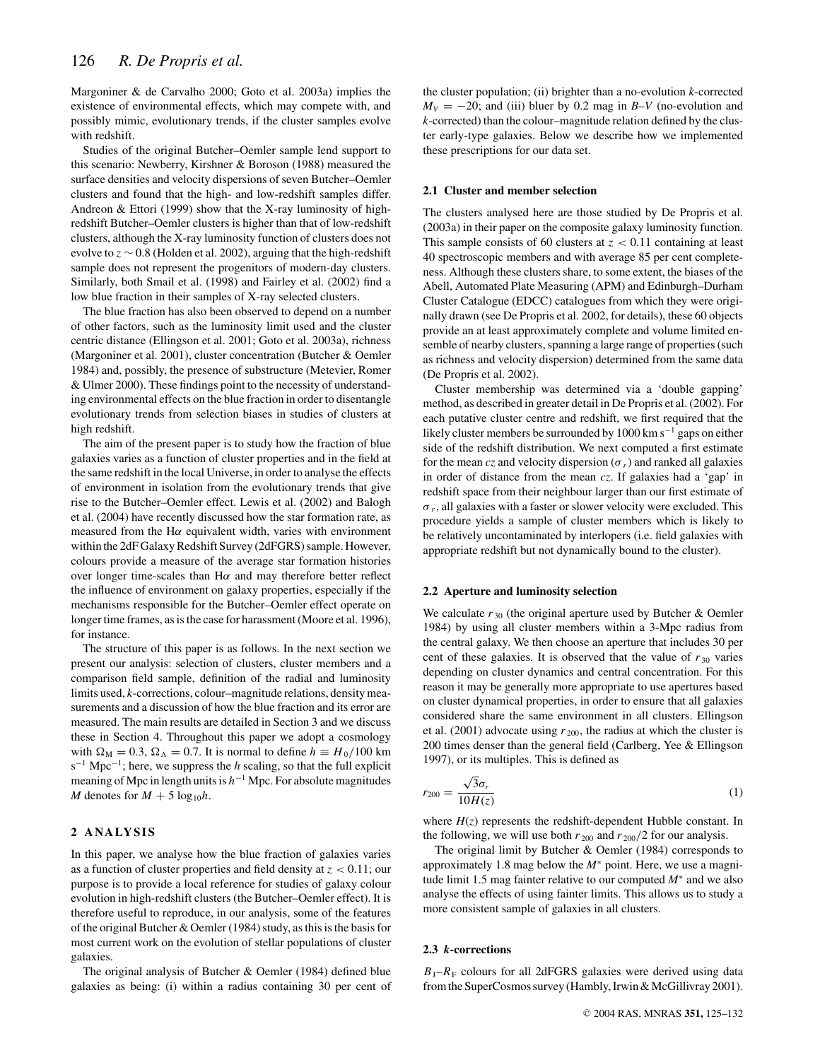Margoniner & de Carvalho 2000; Goto et al. 2003a) implies the existence of environmental effects, which may compete with, and possibly mimic, evolutionary trends, if the cluster samples evolve with redshift.

Studies of the original Butcher–Oemler sample lend support to this scenario: Newberry, Kirshner & Boroson (1988) measured the surface densities and velocity dispersions of seven Butcher–Oemler clusters and found that the high- and low-redshift samples differ. Andreon & Ettori (1999) show that the X-ray luminosity of high-redshift Butcher–Oemler clusters is higher than that of low-redshift clusters, although the X-ray luminosity function of clusters does not evolve to $z \sim 0.8$ (Holden et al. 2002), arguing that the high-redshift sample does not represent the progenitors of modern-day clusters. Similarly, both Smail et al. (1998) and Fairley et al. (2002) find a low blue fraction in their samples of X-ray selected clusters.

The blue fraction has also been observed to depend on a number of other factors, such as the luminosity limit used and the cluster centric distance (Ellingson et al. 2001; Goto et al. 2003a), richness (Margoniner et al. 2001), cluster concentration (Butcher & Oemler 1984) and, possibly, the presence of substructure (Metevier, Romer & Ulmer 2000). These findings point to the necessity of understanding environmental effects on the blue fraction in order to disentangle evolutionary trends from selection biases in studies of clusters at high redshift.

The aim of the present paper is to study how the fraction of blue galaxies varies as a function of cluster properties and in the field at the same redshift in the local Universe, in order to analyse the effects of environment in isolation from the evolutionary trends that give rise to the Butcher–Oemler effect. Lewis et al. (2002) and Balogh et al. (2004) have recently discussed how the star formation rate, as measured from the Hα equivalent width, varies with environment within the 2dF Galaxy Redshift Survey (2dFGRS) sample. However, colours provide a measure of the average star formation histories over longer time-scales than Hα and may therefore better reflect the influence of environment on galaxy properties, especially if the mechanisms responsible for the Butcher–Oemler effect operate on longer time frames, as is the case for harassment (Moore et al. 1996), for instance.

The structure of this paper is as follows. In the next section we present our analysis: selection of clusters, cluster members and a comparison field sample, definition of the radial and luminosity limits used, *k*-corrections, colour–magnitude relations, density measurements and a discussion of how the blue fraction and its error are measured. The main results are detailed in Section 3 and we discuss these in Section 4. Throughout this paper we adopt a cosmology with $\Omega_{\rm M} = 0.3$, $\Omega_\Lambda = 0.7$. It is normal to define $h \equiv H_0/100$ km s$^{-1}$ Mpc$^{-1}$; here, we suppress the $h$ scaling, so that the full explicit meaning of Mpc in length units is $h^{-1}$ Mpc. For absolute magnitudes $M$ denotes for $M + 5\log_{10}h$.

## 2 ANALYSIS

In this paper, we analyse how the blue fraction of galaxies varies as a function of cluster properties and field density at $z < 0.11$; our purpose is to provide a local reference for studies of galaxy colour evolution in high-redshift clusters (the Butcher–Oemler effect). It is therefore useful to reproduce, in our analysis, some of the features of the original Butcher & Oemler (1984) study, as this is the basis for most current work on the evolution of stellar populations of cluster galaxies.

The original analysis of Butcher & Oemler (1984) defined blue galaxies as being: (i) within a radius containing 30 per cent of the cluster population; (ii) brighter than a no-evolution *k*-corrected $M_V = -20$; and (iii) bluer by 0.2 mag in $B$–$V$ (no-evolution and *k*-corrected) than the colour–magnitude relation defined by the cluster early-type galaxies. Below we describe how we implemented these prescriptions for our data set.

### 2.1 Cluster and member selection

The clusters analysed here are those studied by De Propris et al. (2003a) in their paper on the composite galaxy luminosity function. This sample consists of 60 clusters at $z < 0.11$ containing at least 40 spectroscopic members and with average 85 per cent completeness. Although these clusters share, to some extent, the biases of the Abell, Automated Plate Measuring (APM) and Edinburgh–Durham Cluster Catalogue (EDCC) catalogues from which they were originally drawn (see De Propris et al. 2002, for details), these 60 objects provide an at least approximately complete and volume limited ensemble of nearby clusters, spanning a large range of properties (such as richness and velocity dispersion) determined from the same data (De Propris et al. 2002).

Cluster membership was determined via a 'double gapping' method, as described in greater detail in De Propris et al. (2002). For each putative cluster centre and redshift, we first required that the likely cluster members be surrounded by 1000 km s$^{-1}$ gaps on either side of the redshift distribution. We next computed a first estimate for the mean $cz$ and velocity dispersion ($\sigma_r$) and ranked all galaxies in order of distance from the mean $cz$. If galaxies had a 'gap' in redshift space from their neighbour larger than our first estimate of $\sigma_r$, all galaxies with a faster or slower velocity were excluded. This procedure yields a sample of cluster members which is likely to be relatively uncontaminated by interlopers (i.e. field galaxies with appropriate redshift but not dynamically bound to the cluster).

### 2.2 Aperture and luminosity selection

We calculate $r_{30}$ (the original aperture used by Butcher & Oemler 1984) by using all cluster members within a 3-Mpc radius from the central galaxy. We then choose an aperture that includes 30 per cent of these galaxies. It is observed that the value of $r_{30}$ varies depending on cluster dynamics and central concentration. For this reason it may be generally more appropriate to use apertures based on cluster dynamical properties, in order to ensure that all galaxies considered share the same environment in all clusters. Ellingson et al. (2001) advocate using $r_{200}$, the radius at which the cluster is 200 times denser than the general field (Carlberg, Yee & Ellingson 1997), or its multiples. This is defined as

$$r_{200} = \frac{\sqrt{3}\sigma_r}{10H(z)} \tag{1}$$

where $H(z)$ represents the redshift-dependent Hubble constant. In the following, we will use both $r_{200}$ and $r_{200}/2$ for our analysis.

The original limit by Butcher & Oemler (1984) corresponds to approximately 1.8 mag below the $M^*$ point. Here, we use a magnitude limit 1.5 mag fainter relative to our computed $M^*$ and we also analyse the effects of using fainter limits. This allows us to study a more consistent sample of galaxies in all clusters.

### 2.3 *k*-corrections

$B_{\rm J}$–$R_{\rm F}$ colours for all 2dFGRS galaxies were derived using data from the SuperCosmos survey (Hambly, Irwin & McGillivray 2001).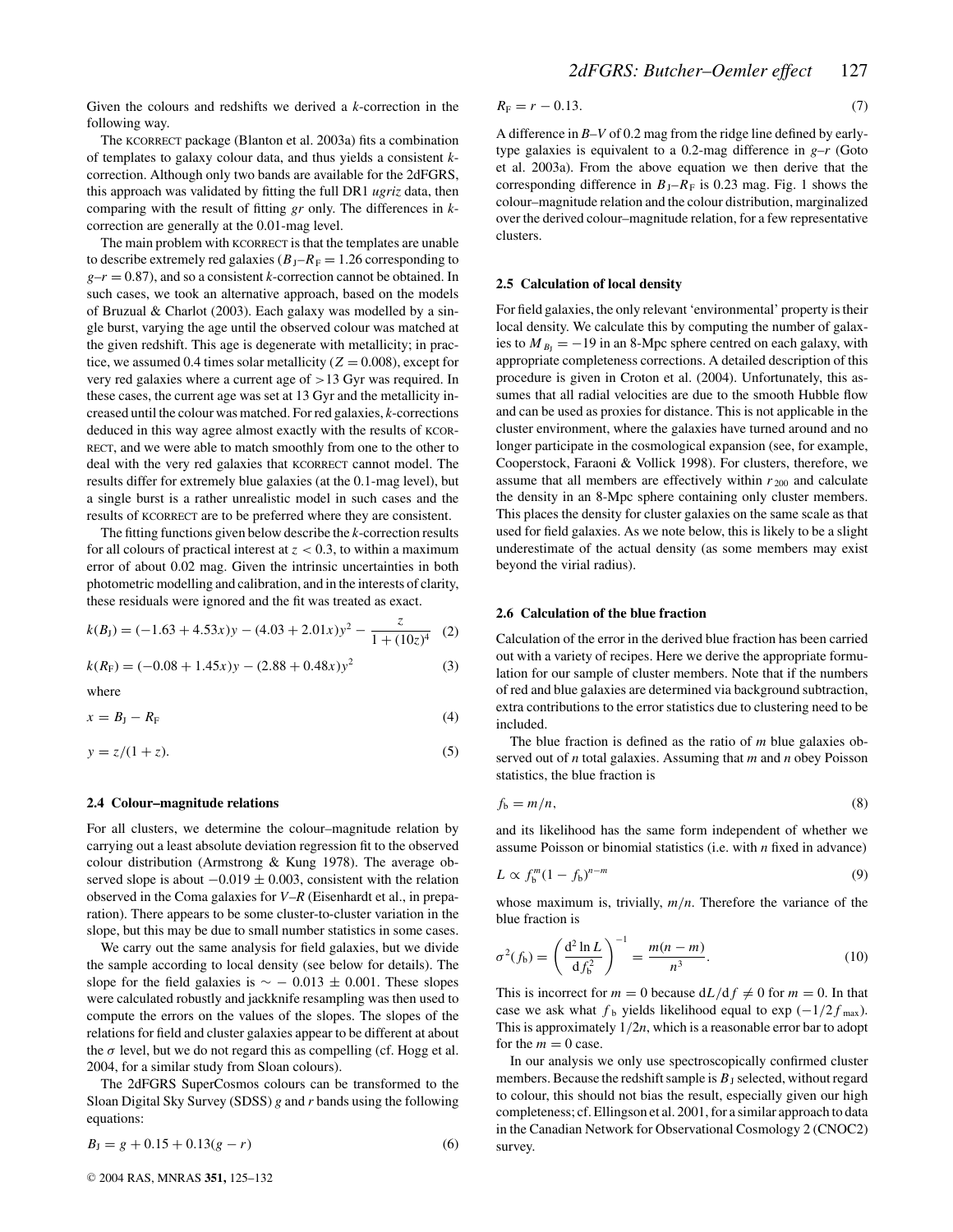Given the colours and redshifts we derived a $k$-correction in the following way.

The KCORRECT package (Blanton et al. 2003a) fits a combination of templates to galaxy colour data, and thus yields a consistent $k$-correction. Although only two bands are available for the 2dFGRS, this approach was validated by fitting the full DR1 *ugriz* data, then comparing with the result of fitting *gr* only. The differences in $k$-correction are generally at the 0.01-mag level.

The main problem with KCORRECT is that the templates are unable to describe extremely red galaxies ($B_J$–$R_F = 1.26$ corresponding to $g$–$r = 0.87$), and so a consistent $k$-correction cannot be obtained. In such cases, we took an alternative approach, based on the models of Bruzual & Charlot (2003). Each galaxy was modelled by a single burst, varying the age until the observed colour was matched at the given redshift. This age is degenerate with metallicity; in practice, we assumed 0.4 times solar metallicity ($Z = 0.008$), except for very red galaxies where a current age of $>$13 Gyr was required. In these cases, the current age was set at 13 Gyr and the metallicity increased until the colour was matched. For red galaxies, $k$-corrections deduced in this way agree almost exactly with the results of KCORRECT, and we were able to match smoothly from one to the other to deal with the very red galaxies that KCORRECT cannot model. The results differ for extremely blue galaxies (at the 0.1-mag level), but a single burst is a rather unrealistic model in such cases and the results of KCORRECT are to be preferred where they are consistent.

The fitting functions given below describe the $k$-correction results for all colours of practical interest at $z < 0.3$, to within a maximum error of about 0.02 mag. Given the intrinsic uncertainties in both photometric modelling and calibration, and in the interests of clarity, these residuals were ignored and the fit was treated as exact.

$$k(B_J) = (-1.63 + 4.53x)y - (4.03 + 2.01x)y^2 - \frac{z}{1 + (10z)^4} \quad (2)$$

$$k(R_F) = (-0.08 + 1.45x)y - (2.88 + 0.48x)y^2 \quad (3)$$

where

$$x = B_J - R_F \quad (4)$$

$$y = z/(1 + z). \quad (5)$$

### 2.4 Colour–magnitude relations

For all clusters, we determine the colour–magnitude relation by carrying out a least absolute deviation regression fit to the observed colour distribution (Armstrong & Kung 1978). The average observed slope is about $-0.019 \pm 0.003$, consistent with the relation observed in the Coma galaxies for $V$–$R$ (Eisenhardt et al., in preparation). There appears to be some cluster-to-cluster variation in the slope, but this may be due to small number statistics in some cases.

We carry out the same analysis for field galaxies, but we divide the sample according to local density (see below for details). The slope for the field galaxies is $\sim -0.013 \pm 0.001$. These slopes were calculated robustly and jackknife resampling was then used to compute the errors on the values of the slopes. The slopes of the relations for field and cluster galaxies appear to be different at about the $\sigma$ level, but we do not regard this as compelling (cf. Hogg et al. 2004, for a similar study from Sloan colours).

The 2dFGRS SuperCosmos colours can be transformed to the Sloan Digital Sky Survey (SDSS) $g$ and $r$ bands using the following equations:

$$B_J = g + 0.15 + 0.13(g - r) \quad (6)$$

$$R_F = r - 0.13. \quad (7)$$

A difference in $B$–$V$ of 0.2 mag from the ridge line defined by early-type galaxies is equivalent to a 0.2-mag difference in $g$–$r$ (Goto et al. 2003a). From the above equation we then derive that the corresponding difference in $B_J$–$R_F$ is 0.23 mag. Fig. 1 shows the colour–magnitude relation and the colour distribution, marginalized over the derived colour–magnitude relation, for a few representative clusters.

### 2.5 Calculation of local density

For field galaxies, the only relevant 'environmental' property is their local density. We calculate this by computing the number of galaxies to $M_{B_J} = -19$ in an 8-Mpc sphere centred on each galaxy, with appropriate completeness corrections. A detailed description of this procedure is given in Croton et al. (2004). Unfortunately, this assumes that all radial velocities are due to the smooth Hubble flow and can be used as proxies for distance. This is not applicable in the cluster environment, where the galaxies have turned around and no longer participate in the cosmological expansion (see, for example, Cooperstock, Faraoni & Vollick 1998). For clusters, therefore, we assume that all members are effectively within $r_{200}$ and calculate the density in an 8-Mpc sphere containing only cluster members. This places the density for cluster galaxies on the same scale as that used for field galaxies. As we note below, this is likely to be a slight underestimate of the actual density (as some members may exist beyond the virial radius).

### 2.6 Calculation of the blue fraction

Calculation of the error in the derived blue fraction has been carried out with a variety of recipes. Here we derive the appropriate formulation for our sample of cluster members. Note that if the numbers of red and blue galaxies are determined via background subtraction, extra contributions to the error statistics due to clustering need to be included.

The blue fraction is defined as the ratio of $m$ blue galaxies observed out of $n$ total galaxies. Assuming that $m$ and $n$ obey Poisson statistics, the blue fraction is

$$f_b = m/n, \quad (8)$$

and its likelihood has the same form independent of whether we assume Poisson or binomial statistics (i.e. with $n$ fixed in advance)

$$L \propto f_b^m (1 - f_b)^{n-m} \quad (9)$$

whose maximum is, trivially, $m/n$. Therefore the variance of the blue fraction is

$$\sigma^2(f_b) = \left(\frac{\mathrm{d}^2 \ln L}{\mathrm{d} f_b^2}\right)^{-1} = \frac{m(n - m)}{n^3}. \quad (10)$$

This is incorrect for $m = 0$ because $\mathrm{d}L/\mathrm{d}f \neq 0$ for $m = 0$. In that case we ask what $f_b$ yields likelihood equal to $\exp(-1/2 f_{\max})$. This is approximately $1/2n$, which is a reasonable error bar to adopt for the $m = 0$ case.

In our analysis we only use spectroscopically confirmed cluster members. Because the redshift sample is $B_J$ selected, without regard to colour, this should not bias the result, especially given our high completeness; cf. Ellingson et al. 2001, for a similar approach to data in the Canadian Network for Observational Cosmology 2 (CNOC2) survey.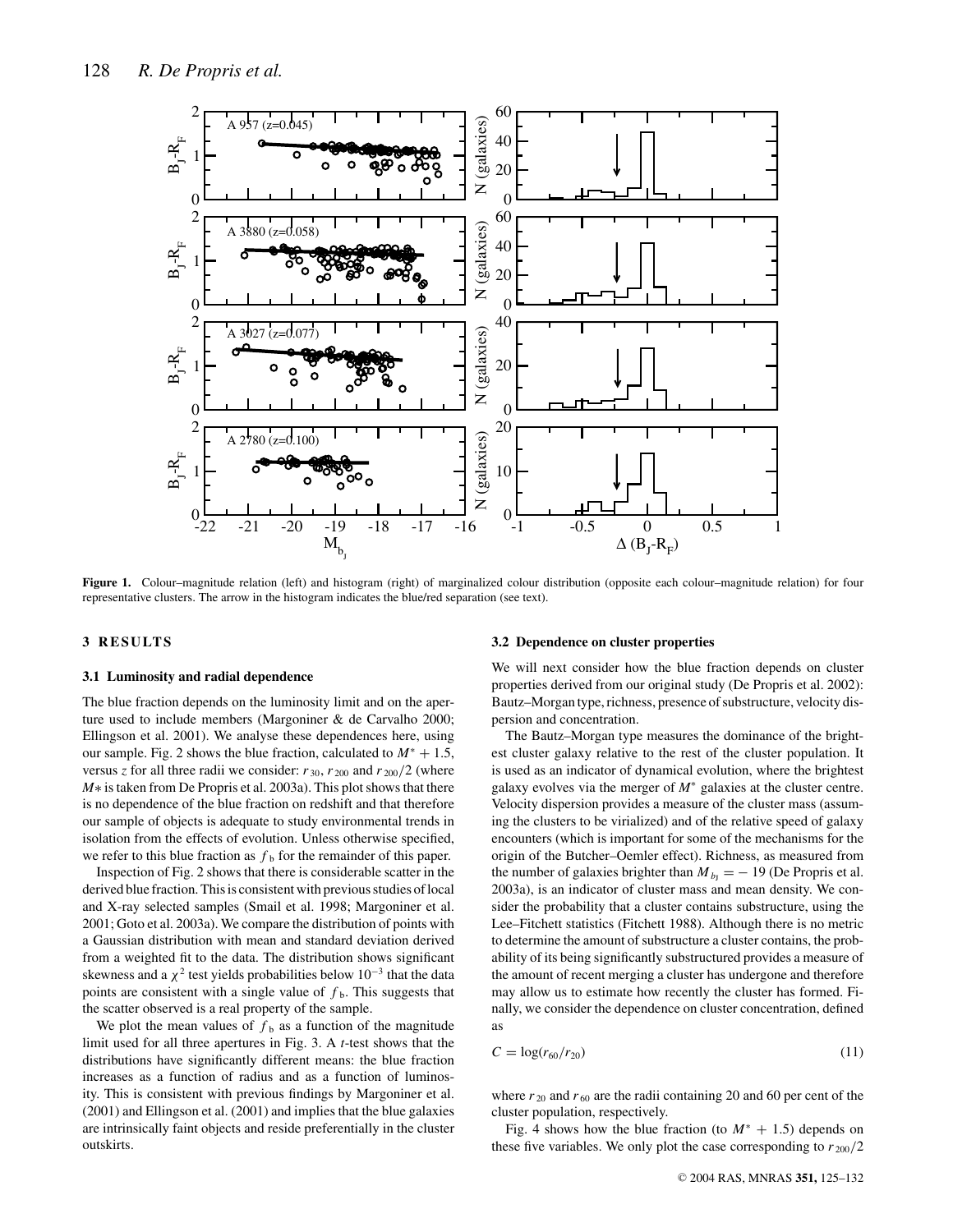**Figure 1.** Colour–magnitude relation (left) and histogram (right) of marginalized colour distribution (opposite each colour–magnitude relation) for four representative clusters. The arrow in the histogram indicates the blue/red separation (see text).

## 3 RESULTS

### 3.1 Luminosity and radial dependence

The blue fraction depends on the luminosity limit and on the aperture used to include members (Margoniner & de Carvalho 2000; Ellingson et al. 2001). We analyse these dependences here, using our sample. Fig. 2 shows the blue fraction, calculated to $M^* + 1.5$, versus $z$ for all three radii we consider: $r_{30}$, $r_{200}$ and $r_{200}/2$ (where $M*$ is taken from De Propris et al. 2003a). This plot shows that there is no dependence of the blue fraction on redshift and that therefore our sample of objects is adequate to study environmental trends in isolation from the effects of evolution. Unless otherwise specified, we refer to this blue fraction as $f_b$ for the remainder of this paper.

Inspection of Fig. 2 shows that there is considerable scatter in the derived blue fraction. This is consistent with previous studies of local and X-ray selected samples (Smail et al. 1998; Margoniner et al. 2001; Goto et al. 2003a). We compare the distribution of points with a Gaussian distribution with mean and standard deviation derived from a weighted fit to the data. The distribution shows significant skewness and a $\chi^2$ test yields probabilities below $10^{-3}$ that the data points are consistent with a single value of $f_b$. This suggests that the scatter observed is a real property of the sample.

We plot the mean values of $f_b$ as a function of the magnitude limit used for all three apertures in Fig. 3. A $t$-test shows that the distributions have significantly different means: the blue fraction increases as a function of radius and as a function of luminosity. This is consistent with previous findings by Margoniner et al. (2001) and Ellingson et al. (2001) and implies that the blue galaxies are intrinsically faint objects and reside preferentially in the cluster outskirts.

### 3.2 Dependence on cluster properties

We will next consider how the blue fraction depends on cluster properties derived from our original study (De Propris et al. 2002): Bautz–Morgan type, richness, presence of substructure, velocity dispersion and concentration.

The Bautz–Morgan type measures the dominance of the brightest cluster galaxy relative to the rest of the cluster population. It is used as an indicator of dynamical evolution, where the brightest galaxy evolves via the merger of $M^*$ galaxies at the cluster centre. Velocity dispersion provides a measure of the cluster mass (assuming the clusters to be virialized) and of the relative speed of galaxy encounters (which is important for some of the mechanisms for the origin of the Butcher–Oemler effect). Richness, as measured from the number of galaxies brighter than $M_{b_J} = -19$ (De Propris et al. 2003a), is an indicator of cluster mass and mean density. We consider the probability that a cluster contains substructure, using the Lee–Fitchett statistics (Fitchett 1988). Although there is no metric to determine the amount of substructure a cluster contains, the probability of its being significantly substructured provides a measure of the amount of recent merging a cluster has undergone and therefore may allow us to estimate how recently the cluster has formed. Finally, we consider the dependence on cluster concentration, defined as

$$C = \log(r_{60}/r_{20}) \qquad (11)$$

where $r_{20}$ and $r_{60}$ are the radii containing 20 and 60 per cent of the cluster population, respectively.

Fig. 4 shows how the blue fraction (to $M^* + 1.5$) depends on these five variables. We only plot the case corresponding to $r_{200}/2$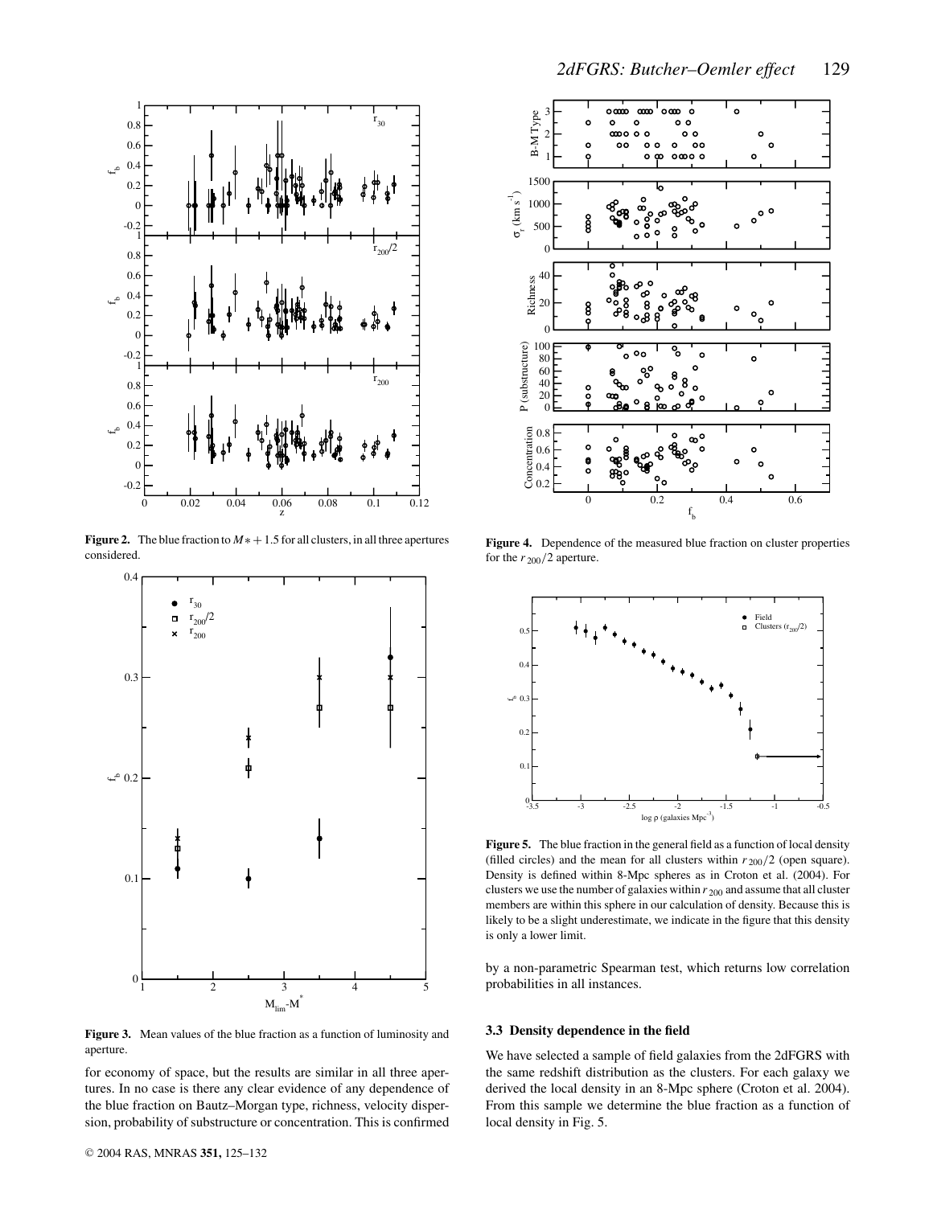**Figure 2.** The blue fraction to $M* + 1.5$ for all clusters, in all three apertures considered.

**Figure 3.** Mean values of the blue fraction as a function of luminosity and aperture.

for economy of space, but the results are similar in all three apertures. In no case is there any clear evidence of any dependence of the blue fraction on Bautz–Morgan type, richness, velocity dispersion, probability of substructure or concentration. This is confirmed by a non-parametric Spearman test, which returns low correlation probabilities in all instances.

**Figure 4.** Dependence of the measured blue fraction on cluster properties for the $r_{200}/2$ aperture.

**Figure 5.** The blue fraction in the general field as a function of local density (filled circles) and the mean for all clusters within $r_{200}/2$ (open square). Density is defined within 8-Mpc spheres as in Croton et al. (2004). For clusters we use the number of galaxies within $r_{200}$ and assume that all cluster members are within this sphere in our calculation of density. Because this is likely to be a slight underestimate, we indicate in the figure that this density is only a lower limit.

### 3.3 Density dependence in the field

We have selected a sample of field galaxies from the 2dFGRS with the same redshift distribution as the clusters. For each galaxy we derived the local density in an 8-Mpc sphere (Croton et al. 2004). From this sample we determine the blue fraction as a function of local density in Fig. 5.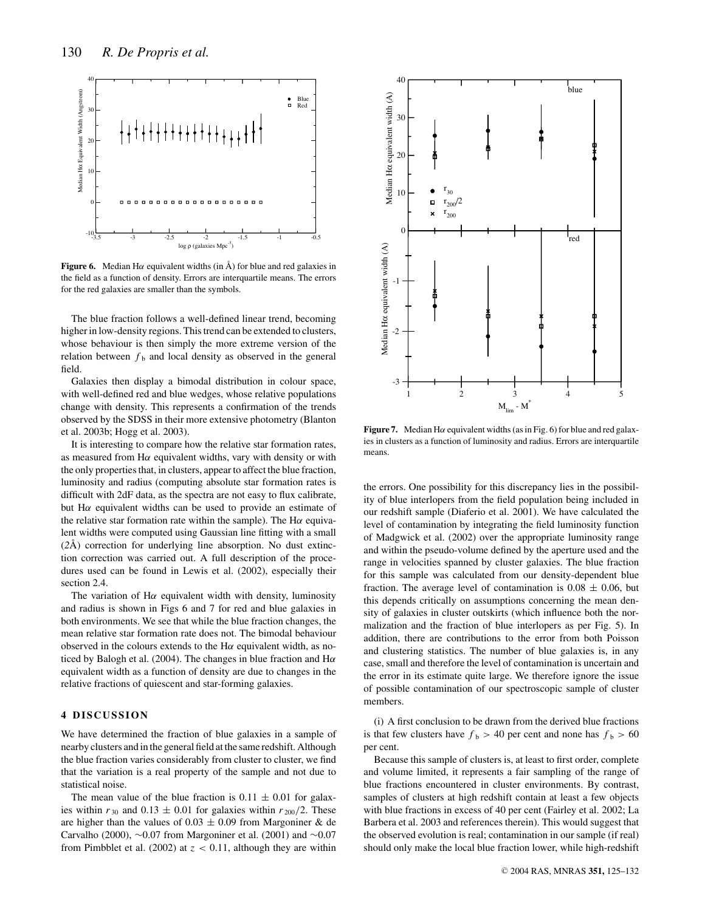**Figure 6.** Median Hα equivalent widths (in Å) for blue and red galaxies in the field as a function of density. Errors are interquartile means. The errors for the red galaxies are smaller than the symbols.

The blue fraction follows a well-defined linear trend, becoming higher in low-density regions. This trend can be extended to clusters, whose behaviour is then simply the more extreme version of the relation between $f_b$ and local density as observed in the general field.

Galaxies then display a bimodal distribution in colour space, with well-defined red and blue wedges, whose relative populations change with density. This represents a confirmation of the trends observed by the SDSS in their more extensive photometry (Blanton et al. 2003b; Hogg et al. 2003).

It is interesting to compare how the relative star formation rates, as measured from Hα equivalent widths, vary with density or with the only properties that, in clusters, appear to affect the blue fraction, luminosity and radius (computing absolute star formation rates is difficult with 2dF data, as the spectra are not easy to flux calibrate, but Hα equivalent widths can be used to provide an estimate of the relative star formation rate within the sample). The Hα equivalent widths were computed using Gaussian line fitting with a small (2Å) correction for underlying line absorption. No dust extinction correction was carried out. A full description of the procedures used can be found in Lewis et al. (2002), especially their section 2.4.

The variation of Hα equivalent width with density, luminosity and radius is shown in Figs 6 and 7 for red and blue galaxies in both environments. We see that while the blue fraction changes, the mean relative star formation rate does not. The bimodal behaviour observed in the colours extends to the Hα equivalent width, as noticed by Balogh et al. (2004). The changes in blue fraction and Hα equivalent width as a function of density are due to changes in the relative fractions of quiescent and star-forming galaxies.

## 4 DISCUSSION

We have determined the fraction of blue galaxies in a sample of nearby clusters and in the general field at the same redshift. Although the blue fraction varies considerably from cluster to cluster, we find that the variation is a real property of the sample and not due to statistical noise.

The mean value of the blue fraction is $0.11 \pm 0.01$ for galaxies within $r_{30}$ and $0.13 \pm 0.01$ for galaxies within $r_{200}/2$. These are higher than the values of $0.03 \pm 0.09$ from Margoniner & de Carvalho (2000), ∼0.07 from Margoniner et al. (2001) and ∼0.07 from Pimbblet et al. (2002) at $z < 0.11$, although they are within the errors. One possibility for this discrepancy lies in the possibility of blue interlopers from the field population being included in our redshift sample (Diaferio et al. 2001). We have calculated the level of contamination by integrating the field luminosity function of Madgwick et al. (2002) over the appropriate luminosity range and within the pseudo-volume defined by the aperture used and the range in velocities spanned by cluster galaxies. The blue fraction for this sample was calculated from our density-dependent blue fraction. The average level of contamination is $0.08 \pm 0.06$, but this depends critically on assumptions concerning the mean density of galaxies in cluster outskirts (which influence both the normalization and the fraction of blue interlopers as per Fig. 5). In addition, there are contributions to the error from both Poisson and clustering statistics. The number of blue galaxies is, in any case, small and therefore the level of contamination is uncertain and the error in its estimate quite large. We therefore ignore the issue of possible contamination of our spectroscopic sample of cluster members.

**Figure 7.** Median Hα equivalent widths (as in Fig. 6) for blue and red galaxies in clusters as a function of luminosity and radius. Errors are interquartile means.

(i) A first conclusion to be drawn from the derived blue fractions is that few clusters have $f_b > 40$ per cent and none has $f_b > 60$ per cent.

Because this sample of clusters is, at least to first order, complete and volume limited, it represents a fair sampling of the range of blue fractions encountered in cluster environments. By contrast, samples of clusters at high redshift contain at least a few objects with blue fractions in excess of 40 per cent (Fairley et al. 2002; La Barbera et al. 2003 and references therein). This would suggest that the observed evolution is real; contamination in our sample (if real) should only make the local blue fraction lower, while high-redshift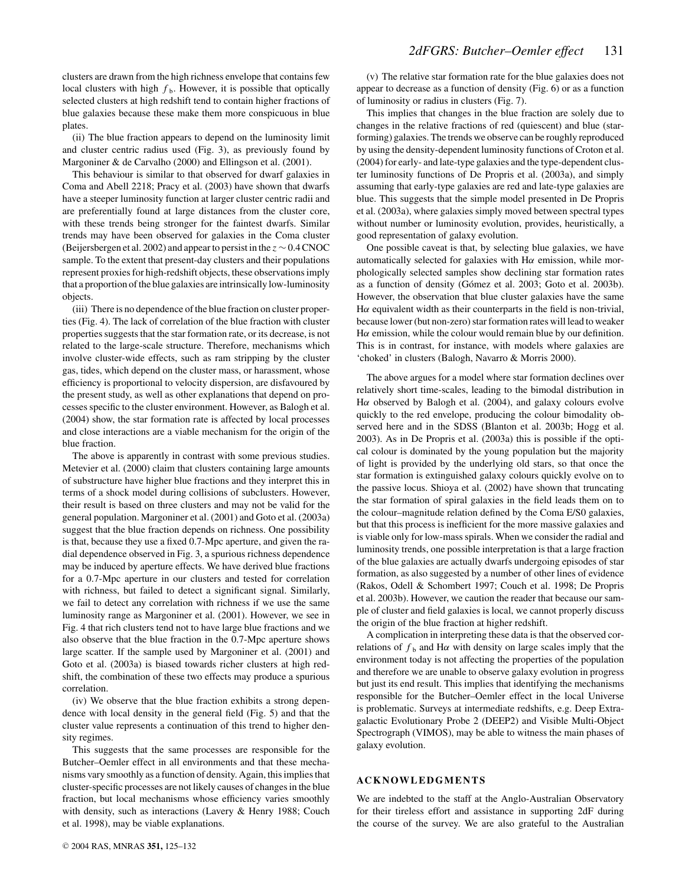clusters are drawn from the high richness envelope that contains few local clusters with high $f_b$. However, it is possible that optically selected clusters at high redshift tend to contain higher fractions of blue galaxies because these make them more conspicuous in blue plates.

(ii) The blue fraction appears to depend on the luminosity limit and cluster centric radius used (Fig. 3), as previously found by Margoniner & de Carvalho (2000) and Ellingson et al. (2001).

This behaviour is similar to that observed for dwarf galaxies in Coma and Abell 2218; Pracy et al. (2003) have shown that dwarfs have a steeper luminosity function at larger cluster centric radii and are preferentially found at large distances from the cluster core, with these trends being stronger for the faintest dwarfs. Similar trends may have been observed for galaxies in the Coma cluster (Beijersbergen et al. 2002) and appear to persist in the $z \sim 0.4$ CNOC sample. To the extent that present-day clusters and their populations represent proxies for high-redshift objects, these observations imply that a proportion of the blue galaxies are intrinsically low-luminosity objects.

(iii) There is no dependence of the blue fraction on cluster properties (Fig. 4). The lack of correlation of the blue fraction with cluster properties suggests that the star formation rate, or its decrease, is not related to the large-scale structure. Therefore, mechanisms which involve cluster-wide effects, such as ram stripping by the cluster gas, tides, which depend on the cluster mass, or harassment, whose efficiency is proportional to velocity dispersion, are disfavoured by the present study, as well as other explanations that depend on processes specific to the cluster environment. However, as Balogh et al. (2004) show, the star formation rate is affected by local processes and close interactions are a viable mechanism for the origin of the blue fraction.

The above is apparently in contrast with some previous studies. Metevier et al. (2000) claim that clusters containing large amounts of substructure have higher blue fractions and they interpret this in terms of a shock model during collisions of subclusters. However, their result is based on three clusters and may not be valid for the general population. Margoniner et al. (2001) and Goto et al. (2003a) suggest that the blue fraction depends on richness. One possibility is that, because they use a fixed 0.7-Mpc aperture, and given the radial dependence observed in Fig. 3, a spurious richness dependence may be induced by aperture effects. We have derived blue fractions for a 0.7-Mpc aperture in our clusters and tested for correlation with richness, but failed to detect a significant signal. Similarly, we fail to detect any correlation with richness if we use the same luminosity range as Margoniner et al. (2001). However, we see in Fig. 4 that rich clusters tend not to have large blue fractions and we also observe that the blue fraction in the 0.7-Mpc aperture shows large scatter. If the sample used by Margoniner et al. (2001) and Goto et al. (2003a) is biased towards richer clusters at high redshift, the combination of these two effects may produce a spurious correlation.

(iv) We observe that the blue fraction exhibits a strong dependence with local density in the general field (Fig. 5) and that the cluster value represents a continuation of this trend to higher density regimes.

This suggests that the same processes are responsible for the Butcher–Oemler effect in all environments and that these mechanisms vary smoothly as a function of density. Again, this implies that cluster-specific processes are not likely causes of changes in the blue fraction, but local mechanisms whose efficiency varies smoothly with density, such as interactions (Lavery & Henry 1988; Couch et al. 1998), may be viable explanations.

(v) The relative star formation rate for the blue galaxies does not appear to decrease as a function of density (Fig. 6) or as a function of luminosity or radius in clusters (Fig. 7).

This implies that changes in the blue fraction are solely due to changes in the relative fractions of red (quiescent) and blue (star-forming) galaxies. The trends we observe can be roughly reproduced by using the density-dependent luminosity functions of Croton et al. (2004) for early- and late-type galaxies and the type-dependent cluster luminosity functions of De Propris et al. (2003a), and simply assuming that early-type galaxies are red and late-type galaxies are blue. This suggests that the simple model presented in De Propris et al. (2003a), where galaxies simply moved between spectral types without number or luminosity evolution, provides, heuristically, a good representation of galaxy evolution.

One possible caveat is that, by selecting blue galaxies, we have automatically selected for galaxies with H$\alpha$ emission, while morphologically selected samples show declining star formation rates as a function of density (Gómez et al. 2003; Goto et al. 2003b). However, the observation that blue cluster galaxies have the same H$\alpha$ equivalent width as their counterparts in the field is non-trivial, because lower (but non-zero) star formation rates will lead to weaker H$\alpha$ emission, while the colour would remain blue by our definition. This is in contrast, for instance, with models where galaxies are 'choked' in clusters (Balogh, Navarro & Morris 2000).

The above argues for a model where star formation declines over relatively short time-scales, leading to the bimodal distribution in H$\alpha$ observed by Balogh et al. (2004), and galaxy colours evolve quickly to the red envelope, producing the colour bimodality observed here and in the SDSS (Blanton et al. 2003b; Hogg et al. 2003). As in De Propris et al. (2003a) this is possible if the optical colour is dominated by the young population but the majority of light is provided by the underlying old stars, so that once the star formation is extinguished galaxy colours quickly evolve on to the passive locus. Shioya et al. (2002) have shown that truncating the star formation of spiral galaxies in the field leads them on to the colour–magnitude relation defined by the Coma E/S0 galaxies, but that this process is inefficient for the more massive galaxies and is viable only for low-mass spirals. When we consider the radial and luminosity trends, one possible interpretation is that a large fraction of the blue galaxies are actually dwarfs undergoing episodes of star formation, as also suggested by a number of other lines of evidence (Rakos, Odell & Schombert 1997; Couch et al. 1998; De Propris et al. 2003b). However, we caution the reader that because our sample of cluster and field galaxies is local, we cannot properly discuss the origin of the blue fraction at higher redshift.

A complication in interpreting these data is that the observed correlations of $f_b$ and H$\alpha$ with density on large scales imply that the environment today is not affecting the properties of the population and therefore we are unable to observe galaxy evolution in progress but just its end result. This implies that identifying the mechanisms responsible for the Butcher–Oemler effect in the local Universe is problematic. Surveys at intermediate redshifts, e.g. Deep Extragalactic Evolutionary Probe 2 (DEEP2) and Visible Multi-Object Spectrograph (VIMOS), may be able to witness the main phases of galaxy evolution.

## ACKNOWLEDGMENTS

We are indebted to the staff at the Anglo-Australian Observatory for their tireless effort and assistance in supporting 2dF during the course of the survey. We are also grateful to the Australian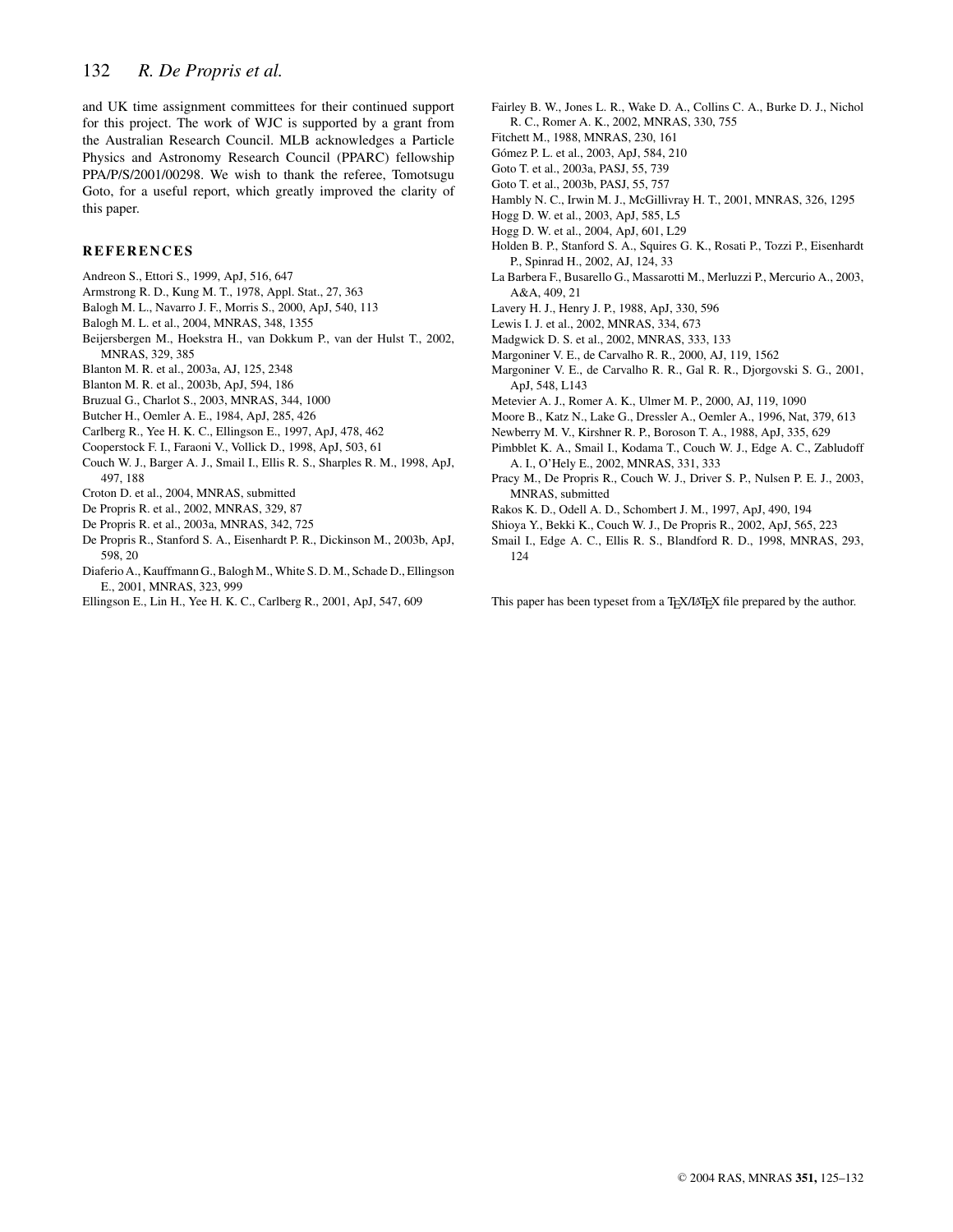and UK time assignment committees for their continued support for this project. The work of WJC is supported by a grant from the Australian Research Council. MLB acknowledges a Particle Physics and Astronomy Research Council (PPARC) fellowship PPA/P/S/2001/00298. We wish to thank the referee, Tomotsugu Goto, for a useful report, which greatly improved the clarity of this paper.

## REFERENCES

Andreon S., Ettori S., 1999, ApJ, 516, 647

Armstrong R. D., Kung M. T., 1978, Appl. Stat., 27, 363

Balogh M. L., Navarro J. F., Morris S., 2000, ApJ, 540, 113

Balogh M. L. et al., 2004, MNRAS, 348, 1355

Beijersbergen M., Hoekstra H., van Dokkum P., van der Hulst T., 2002, MNRAS, 329, 385

Blanton M. R. et al., 2003a, AJ, 125, 2348

Blanton M. R. et al., 2003b, ApJ, 594, 186

Bruzual G., Charlot S., 2003, MNRAS, 344, 1000

Butcher H., Oemler A. E., 1984, ApJ, 285, 426

Carlberg R., Yee H. K. C., Ellingson E., 1997, ApJ, 478, 462

Cooperstock F. I., Faraoni V., Vollick D., 1998, ApJ, 503, 61

Couch W. J., Barger A. J., Smail I., Ellis R. S., Sharples R. M., 1998, ApJ, 497, 188

Croton D. et al., 2004, MNRAS, submitted

De Propris R. et al., 2002, MNRAS, 329, 87

De Propris R. et al., 2003a, MNRAS, 342, 725

De Propris R., Stanford S. A., Eisenhardt P. R., Dickinson M., 2003b, ApJ, 598, 20

Diaferio A., Kauffmann G., Balogh M., White S. D. M., Schade D., Ellingson E., 2001, MNRAS, 323, 999

Ellingson E., Lin H., Yee H. K. C., Carlberg R., 2001, ApJ, 547, 609

Fairley B. W., Jones L. R., Wake D. A., Collins C. A., Burke D. J., Nichol R. C., Romer A. K., 2002, MNRAS, 330, 755

Fitchett M., 1988, MNRAS, 230, 161

Gómez P. L. et al., 2003, ApJ, 584, 210

Goto T. et al., 2003a, PASJ, 55, 739

Goto T. et al., 2003b, PASJ, 55, 757

Hambly N. C., Irwin M. J., McGillivray H. T., 2001, MNRAS, 326, 1295

Hogg D. W. et al., 2003, ApJ, 585, L5

Hogg D. W. et al., 2004, ApJ, 601, L29

Holden B. P., Stanford S. A., Squires G. K., Rosati P., Tozzi P., Eisenhardt P., Spinrad H., 2002, AJ, 124, 33

La Barbera F., Busarello G., Massarotti M., Merluzzi P., Mercurio A., 2003, A&A, 409, 21

Lavery H. J., Henry J. P., 1988, ApJ, 330, 596

Lewis I. J. et al., 2002, MNRAS, 334, 673

Madgwick D. S. et al., 2002, MNRAS, 333, 133

Margoniner V. E., de Carvalho R. R., 2000, AJ, 119, 1562

Margoniner V. E., de Carvalho R. R., Gal R. R., Djorgovski S. G., 2001, ApJ, 548, L143

Metevier A. J., Romer A. K., Ulmer M. P., 2000, AJ, 119, 1090

Moore B., Katz N., Lake G., Dressler A., Oemler A., 1996, Nat, 379, 613

Newberry M. V., Kirshner R. P., Boroson T. A., 1988, ApJ, 335, 629

Pimbblet K. A., Smail I., Kodama T., Couch W. J., Edge A. C., Zabludoff A. I., O'Hely E., 2002, MNRAS, 331, 333

Pracy M., De Propris R., Couch W. J., Driver S. P., Nulsen P. E. J., 2003, MNRAS, submitted

Rakos K. D., Odell A. D., Schombert J. M., 1997, ApJ, 490, 194

Shioya Y., Bekki K., Couch W. J., De Propris R., 2002, ApJ, 565, 223

Smail I., Edge A. C., Ellis R. S., Blandford R. D., 1998, MNRAS, 293, 124

This paper has been typeset from a TEX/LATEX file prepared by the author.